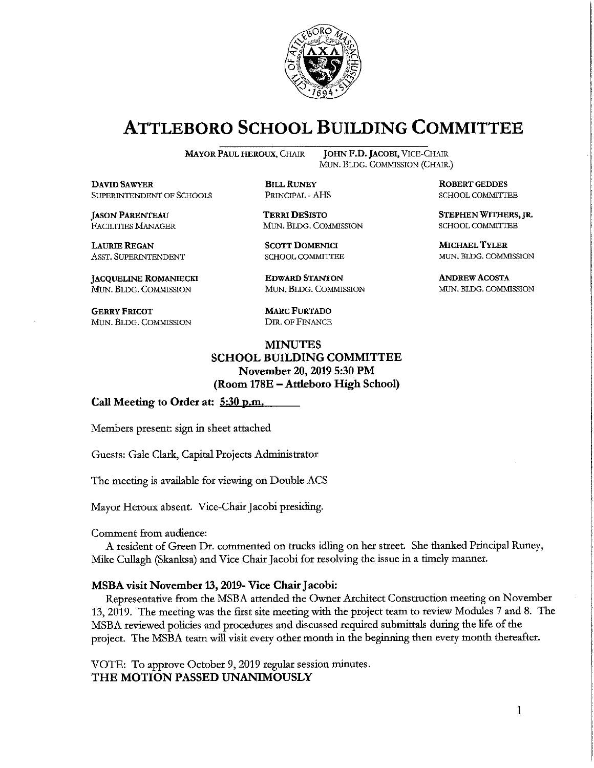# ATTLEBORO SCHOOL BUILDING COMMITTEE

**MAYOR PAUL HEROUX**, CHAIR  **JOHN F.D. JACOBI**, VICE-CHAIR
MUN. BLDG. COMMISSION (CHAIR.)

**DAVID SAWYER**
SUPERINTENDENT OF SCHOOLS

**BILL RUNEY**
PRINCIPAL - AHS

**ROBERT GEDDES**
SCHOOL COMMITTEE

**JASON PARENTEAU**
FACILITIES MANAGER

**TERRI DESISTO**
MUN. BLDG. COMMISSION

**STEPHEN WITHERS, JR.**
SCHOOL COMMITTEE

**LAURIE REGAN**
ASST. SUPERINTENDENT

**SCOTT DOMENICI**
SCHOOL COMMITTEE

**MICHAEL TYLER**
MUN. BLDG. COMMISSION

**JACQUELINE ROMANIECKI**
MUN. BLDG. COMMISSION

**EDWARD STANTON**
MUN. BLDG. COMMISSION

**ANDREW ACOSTA**
MUN. BLDG. COMMISSION

**GERRY FRICOT**
MUN. BLDG. COMMISSION

**MARC FURTADO**
DIR. OF FINANCE

**MINUTES**
**SCHOOL BUILDING COMMITTEE**
**November 20, 2019 5:30 PM**
**(Room 178E – Attleboro High School)**

**Call Meeting to Order at: 5:30 p.m.**

Members present: sign in sheet attached

Guests: Gale Clark, Capital Projects Administrator

The meeting is available for viewing on Double ACS

Mayor Heroux absent. Vice-Chair Jacobi presiding.

Comment from audience:

A resident of Green Dr. commented on trucks idling on her street. She thanked Principal Runey, Mike Cullagh (Skanksa) and Vice Chair Jacobi for resolving the issue in a timely manner.

**MSBA visit November 13, 2019- Vice Chair Jacobi:**

Representative from the MSBA attended the Owner Architect Construction meeting on November 13, 2019. The meeting was the first site meeting with the project team to review Modules 7 and 8. The MSBA reviewed policies and procedures and discussed required submittals during the life of the project. The MSBA team will visit every other month in the beginning then every month thereafter.

VOTE: To approve October 9, 2019 regular session minutes.
**THE MOTION PASSED UNANIMOUSLY**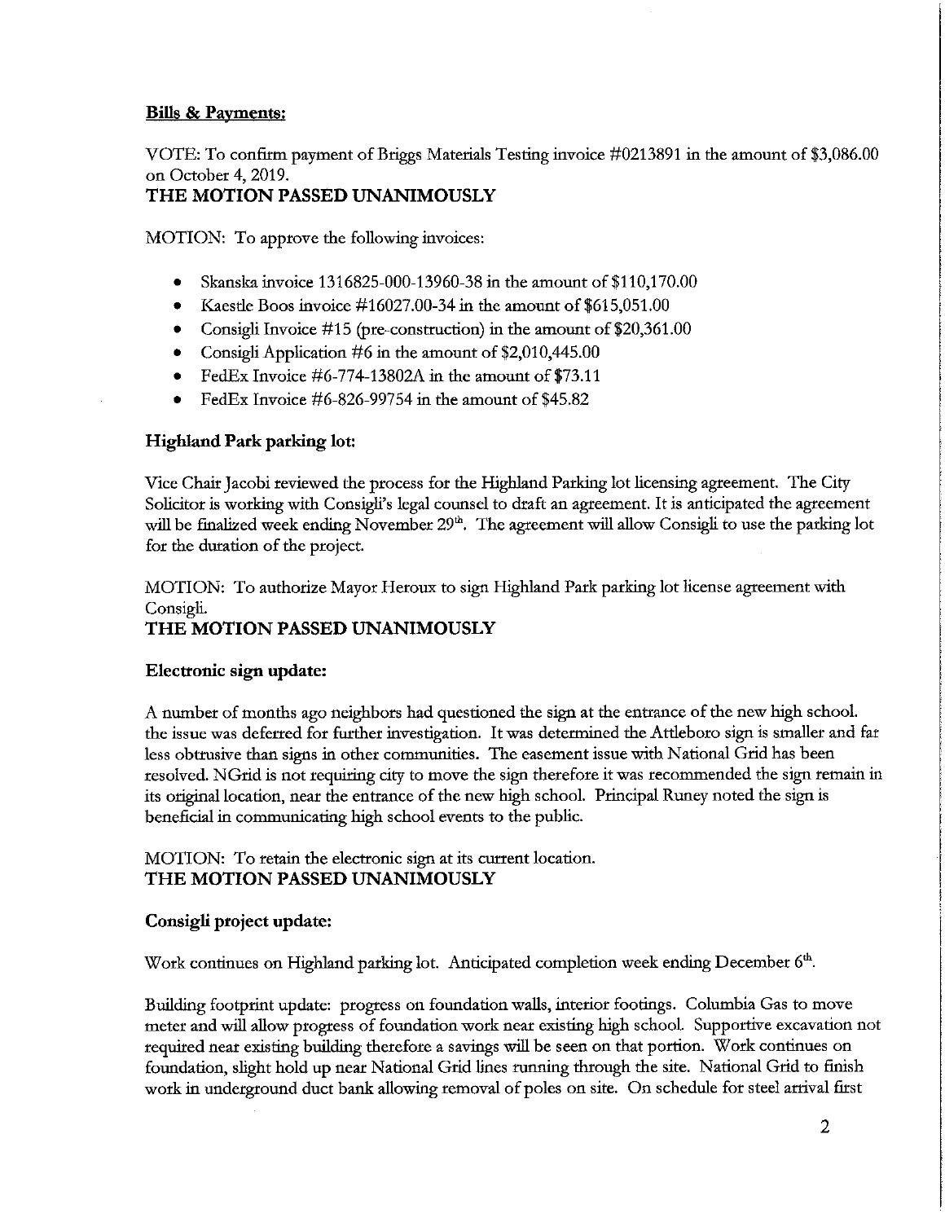**Bills & Payments:**

VOTE: To confirm payment of Briggs Materials Testing invoice #0213891 in the amount of $3,086.00 on October 4, 2019.

**THE MOTION PASSED UNANIMOUSLY**

MOTION: To approve the following invoices:

- Skanska invoice 1316825-000-13960-38 in the amount of $110,170.00
- Kaestle Boos invoice #16027.00-34 in the amount of $615,051.00
- Consigli Invoice #15 (pre-construction) in the amount of $20,361.00
- Consigli Application #6 in the amount of $2,010,445.00
- FedEx Invoice #6-774-13802A in the amount of $73.11
- FedEx Invoice #6-826-99754 in the amount of $45.82

**Highland Park parking lot:**

Vice Chair Jacobi reviewed the process for the Highland Parking lot licensing agreement. The City Solicitor is working with Consigli's legal counsel to draft an agreement. It is anticipated the agreement will be finalized week ending November 29th. The agreement will allow Consigli to use the parking lot for the duration of the project.

MOTION: To authorize Mayor Heroux to sign Highland Park parking lot license agreement with Consigli.

**THE MOTION PASSED UNANIMOUSLY**

**Electronic sign update:**

A number of months ago neighbors had questioned the sign at the entrance of the new high school. the issue was deferred for further investigation. It was determined the Attleboro sign is smaller and far less obtrusive than signs in other communities. The easement issue with National Grid has been resolved. NGrid is not requiring city to move the sign therefore it was recommended the sign remain in its original location, near the entrance of the new high school. Principal Runey noted the sign is beneficial in communicating high school events to the public.

MOTION: To retain the electronic sign at its current location.

**THE MOTION PASSED UNANIMOUSLY**

**Consigli project update:**

Work continues on Highland parking lot. Anticipated completion week ending December 6th.

Building footprint update: progress on foundation walls, interior footings. Columbia Gas to move meter and will allow progress of foundation work near existing high school. Supportive excavation not required near existing building therefore a savings will be seen on that portion. Work continues on foundation, slight hold up near National Grid lines running through the site. National Grid to finish work in underground duct bank allowing removal of poles on site. On schedule for steel arrival first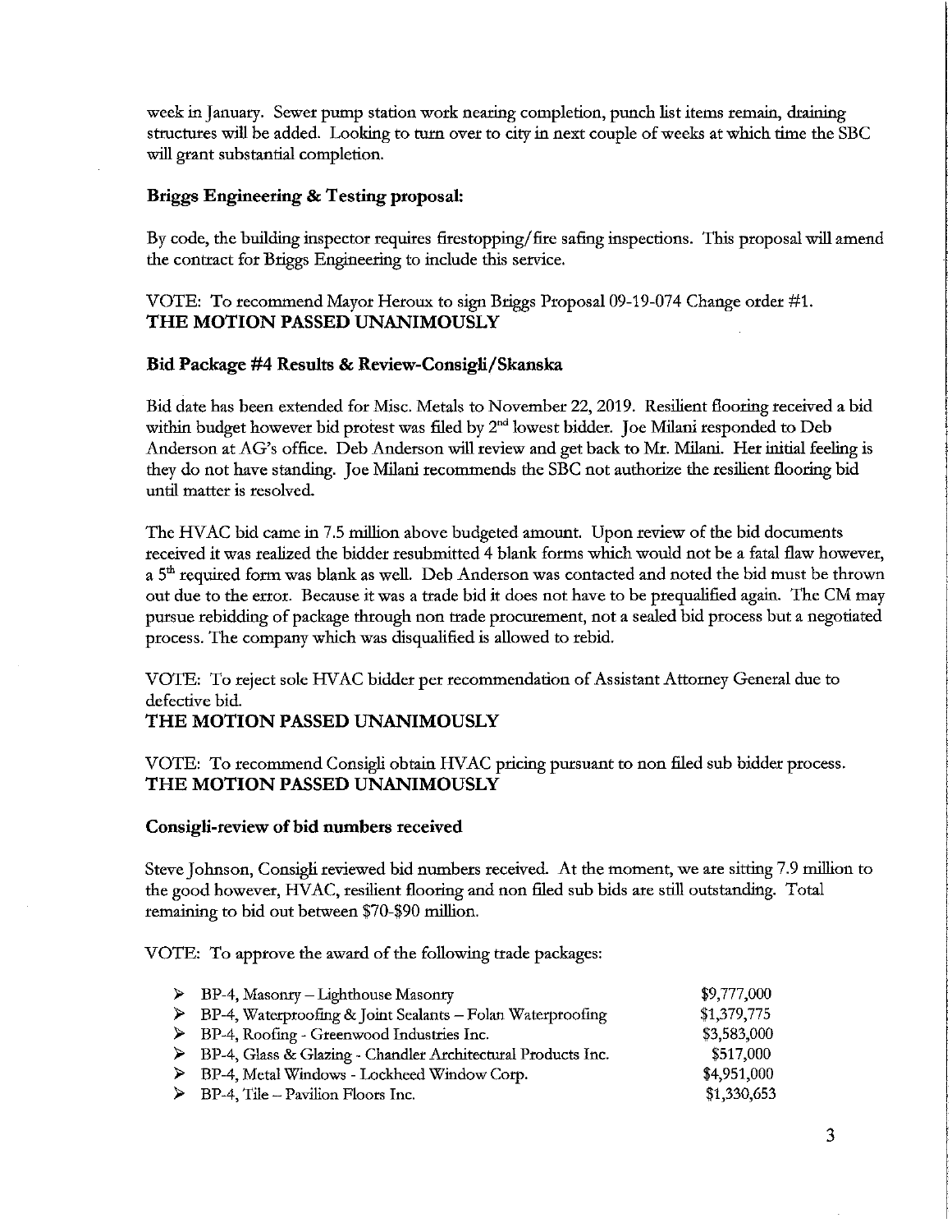week in January. Sewer pump station work nearing completion, punch list items remain, draining structures will be added. Looking to turn over to city in next couple of weeks at which time the SBC will grant substantial completion.

**Briggs Engineering & Testing proposal:**

By code, the building inspector requires firestopping/fire safing inspections. This proposal will amend the contract for Briggs Engineering to include this service.

VOTE: To recommend Mayor Heroux to sign Briggs Proposal 09-19-074 Change order #1.
**THE MOTION PASSED UNANIMOUSLY**

**Bid Package #4 Results & Review-Consigli/Skanska**

Bid date has been extended for Misc. Metals to November 22, 2019. Resilient flooring received a bid within budget however bid protest was filed by 2nd lowest bidder. Joe Milani responded to Deb Anderson at AG's office. Deb Anderson will review and get back to Mr. Milani. Her initial feeling is they do not have standing. Joe Milani recommends the SBC not authorize the resilient flooring bid until matter is resolved.

The HVAC bid came in 7.5 million above budgeted amount. Upon review of the bid documents received it was realized the bidder resubmitted 4 blank forms which would not be a fatal flaw however, a 5th required form was blank as well. Deb Anderson was contacted and noted the bid must be thrown out due to the error. Because it was a trade bid it does not have to be prequalified again. The CM may pursue rebidding of package through non trade procurement, not a sealed bid process but a negotiated process. The company which was disqualified is allowed to rebid.

VOTE: To reject sole HVAC bidder per recommendation of Assistant Attorney General due to defective bid.
**THE MOTION PASSED UNANIMOUSLY**

VOTE: To recommend Consigli obtain HVAC pricing pursuant to non filed sub bidder process.
**THE MOTION PASSED UNANIMOUSLY**

**Consigli-review of bid numbers received**

Steve Johnson, Consigli reviewed bid numbers received. At the moment, we are sitting 7.9 million to the good however, HVAC, resilient flooring and non filed sub bids are still outstanding. Total remaining to bid out between $70-$90 million.

VOTE: To approve the award of the following trade packages:

- BP-4, Masonry – Lighthouse Masonry — $9,777,000
- BP-4, Waterproofing & Joint Sealants – Folan Waterproofing — $1,379,775
- BP-4, Roofing - Greenwood Industries Inc. — $3,583,000
- BP-4, Glass & Glazing - Chandler Architectural Products Inc. — $517,000
- BP-4, Metal Windows - Lockheed Window Corp. — $4,951,000
- BP-4, Tile – Pavilion Floors Inc. — $1,330,653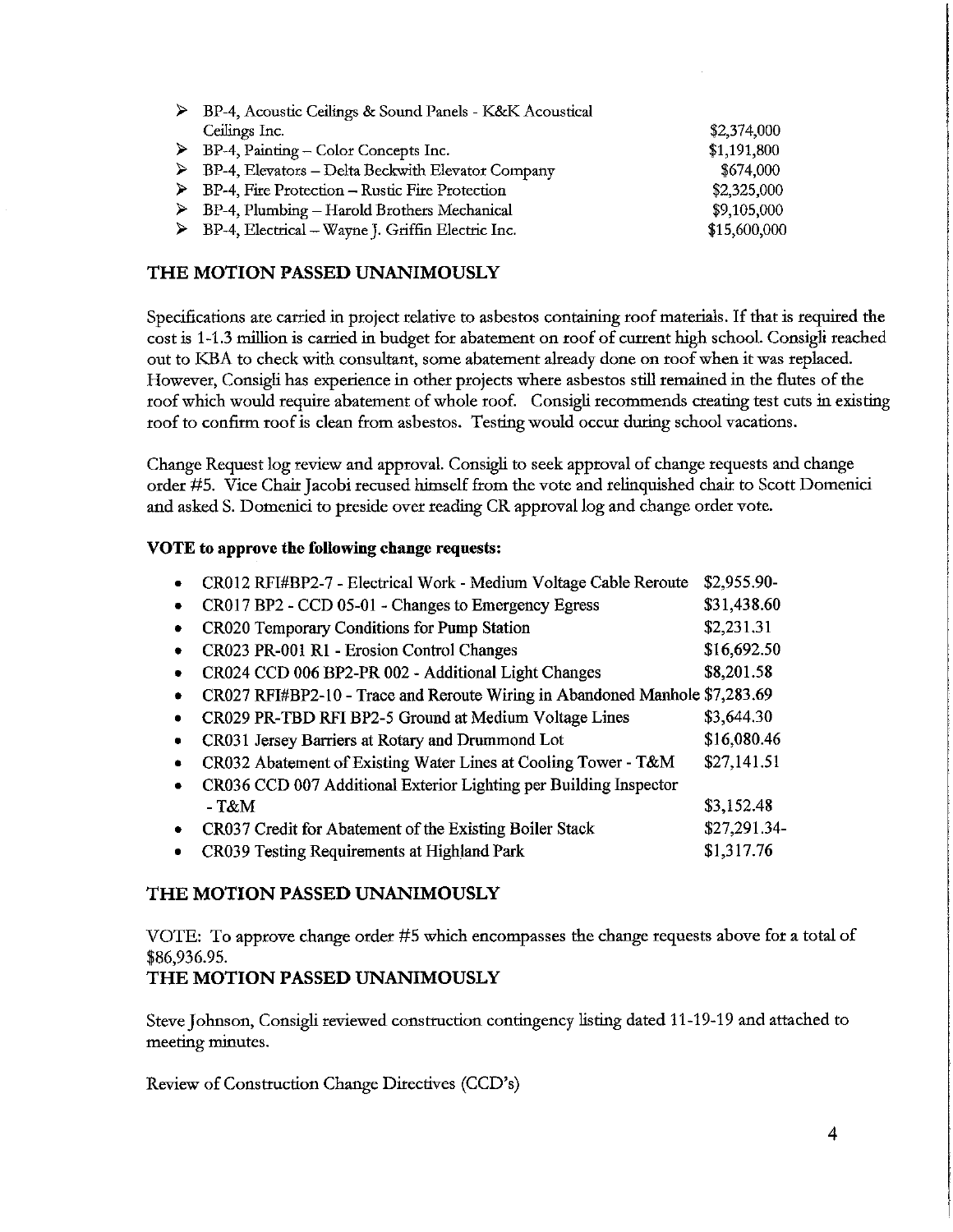- BP-4, Acoustic Ceilings & Sound Panels - K&K Acoustical Ceilings Inc. $2,374,000
- BP-4, Painting – Color Concepts Inc. $1,191,800
- BP-4, Elevators – Delta Beckwith Elevator Company $674,000
- BP-4, Fire Protection – Rustic Fire Protection $2,325,000
- BP-4, Plumbing – Harold Brothers Mechanical $9,105,000
- BP-4, Electrical – Wayne J. Griffin Electric Inc. $15,600,000

**THE MOTION PASSED UNANIMOUSLY**

Specifications are carried in project relative to asbestos containing roof materials. If that is required the cost is 1-1.3 million is carried in budget for abatement on roof of current high school. Consigli reached out to KBA to check with consultant, some abatement already done on roof when it was replaced. However, Consigli has experience in other projects where asbestos still remained in the flutes of the roof which would require abatement of whole roof. Consigli recommends creating test cuts in existing roof to confirm roof is clean from asbestos. Testing would occur during school vacations.

Change Request log review and approval. Consigli to seek approval of change requests and change order #5. Vice Chair Jacobi recused himself from the vote and relinquished chair to Scott Domenici and asked S. Domenici to preside over reading CR approval log and change order vote.

**VOTE to approve the following change requests:**

- CR012 RFI#BP2-7 - Electrical Work - Medium Voltage Cable Reroute $2,955.90-
- CR017 BP2 - CCD 05-01 - Changes to Emergency Egress $31,438.60
- CR020 Temporary Conditions for Pump Station $2,231.31
- CR023 PR-001 R1 - Erosion Control Changes $16,692.50
- CR024 CCD 006 BP2-PR 002 - Additional Light Changes $8,201.58
- CR027 RFI#BP2-10 - Trace and Reroute Wiring in Abandoned Manhole $7,283.69
- CR029 PR-TBD RFI BP2-5 Ground at Medium Voltage Lines $3,644.30
- CR031 Jersey Barriers at Rotary and Drummond Lot $16,080.46
- CR032 Abatement of Existing Water Lines at Cooling Tower - T&M $27,141.51
- CR036 CCD 007 Additional Exterior Lighting per Building Inspector - T&M $3,152.48
- CR037 Credit for Abatement of the Existing Boiler Stack $27,291.34-
- CR039 Testing Requirements at Highland Park $1,317.76

**THE MOTION PASSED UNANIMOUSLY**

VOTE: To approve change order #5 which encompasses the change requests above for a total of $86,936.95.

**THE MOTION PASSED UNANIMOUSLY**

Steve Johnson, Consigli reviewed construction contingency listing dated 11-19-19 and attached to meeting minutes.

Review of Construction Change Directives (CCD's)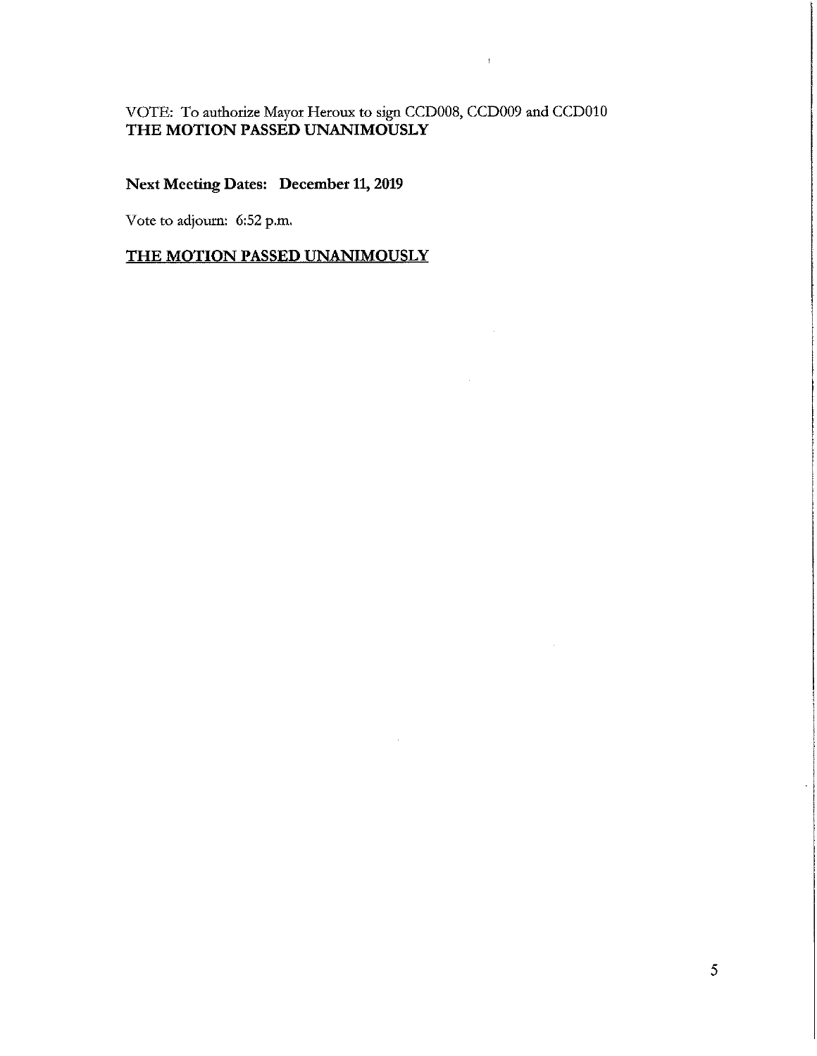VOTE: To authorize Mayor Heroux to sign CCD008, CCD009 and CCD010
**THE MOTION PASSED UNANIMOUSLY**

**Next Meeting Dates: December 11, 2019**

Vote to adjourn: 6:52 p.m.

**<u>THE MOTION PASSED UNANIMOUSLY</u>**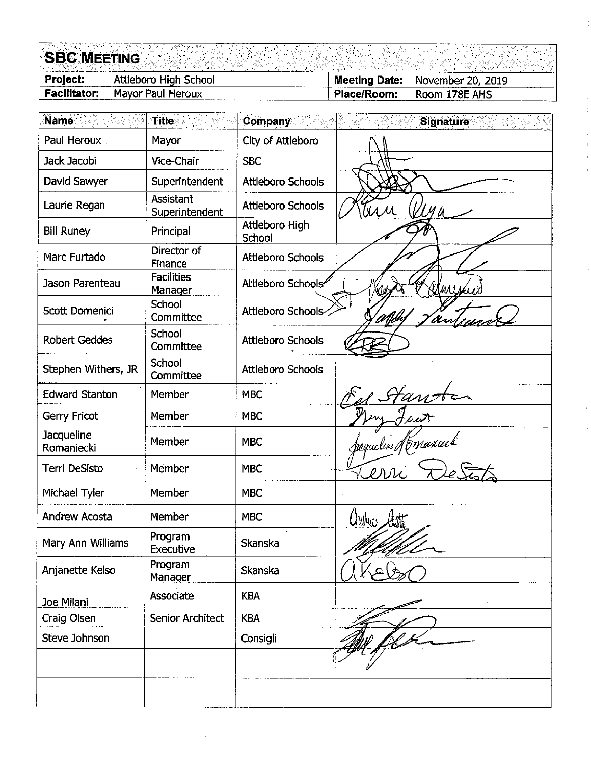# SBC MEETING

| Project: | Attleboro High School | Meeting Date: | November 20, 2019 |
|---|---|---|---|
| Facilitator: | Mayor Paul Heroux | Place/Room: | Room 178E AHS |

| Name | Title | Company | Signature |
|---|---|---|---|
| Paul Heroux | Mayor | City of Attleboro | [signature] |
| Jack Jacobi | Vice-Chair | SBC | [signature] |
| David Sawyer | Superintendent | Attleboro Schools | [signature] |
| Laurie Regan | Assistant Superintendent | Attleboro Schools | Laurie Regan |
| Bill Runey | Principal | Attleboro High School | [signature] |
| Marc Furtado | Director of Finance | Attleboro Schools | [signature] |
| Jason Parenteau | Facilities Manager | Attleboro Schools | [signature] |
| Scott Domenici | School Committee | Attleboro Schools | [signature] |
| Robert Geddes | School Committee | Attleboro Schools | [signature] |
| Stephen Withers, JR | School Committee | Attleboro Schools | |
| Edward Stanton | Member | MBC | Ed Stanton |
| Gerry Fricot | Member | MBC | Gerry Fricot |
| Jacqueline Romaniecki | Member | MBC | Jacqueline Romaniecki |
| Terri DeSisto | Member | MBC | Terri DeSisto |
| Michael Tyler | Member | MBC | |
| Andrew Acosta | Member | MBC | Andrew Acosta |
| Mary Ann Williams | Program Executive | Skanska | [signature] |
| Anjanette Kelso | Program Manager | Skanska | AKelso |
| Joe Milani | Associate | KBA | |
| Craig Olsen | Senior Architect | KBA | [signature] |
| Steve Johnson | | Consigli | [signature] |
| | | | |
| | | | |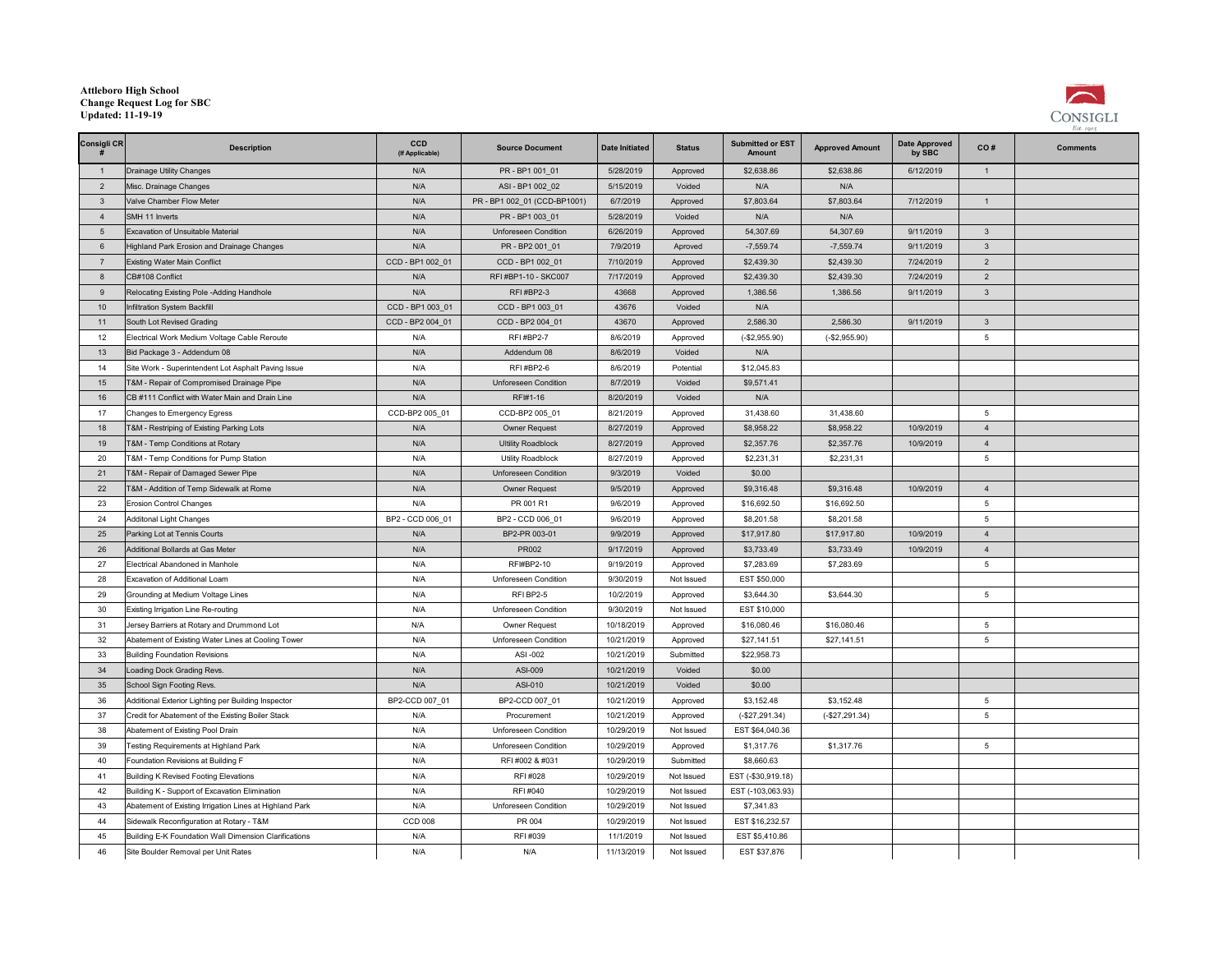**Attleboro High School**
**Change Request Log for SBC**
**Updated: 11-19-19**

CONSIGLI
Est. 1905

| Consigli CR # | Description | CCD (If Applicable) | Source Document | Date Initiated | Status | Submitted or EST Amount | Approved Amount | Date Approved by SBC | CO # | Comments |
|---|---|---|---|---|---|---|---|---|---|---|
| 1 | Drainage Utility Changes | N/A | PR - BP1 001_01 | 5/28/2019 | Approved | $2,638.86 | $2,638.86 | 6/12/2019 | 1 | |
| 2 | Misc. Drainage Changes | N/A | ASI - BP1 002_02 | 5/15/2019 | Voided | N/A | N/A | | | |
| 3 | Valve Chamber Flow Meter | N/A | PR - BP1 002_01 (CCD-BP1001) | 6/7/2019 | Approved | $7,803.64 | $7,803.64 | 7/12/2019 | 1 | |
| 4 | SMH 11 Inverts | N/A | PR - BP1 003_01 | 5/28/2019 | Voided | N/A | N/A | | | |
| 5 | Excavation of Unsuitable Material | N/A | Unforeseen Condition | 6/26/2019 | Approved | 54,307.69 | 54,307.69 | 9/11/2019 | 3 | |
| 6 | Highland Park Erosion and Drainage Changes | N/A | PR - BP2 001_01 | 7/9/2019 | Aproved | -7,559.74 | -7,559.74 | 9/11/2019 | 3 | |
| 7 | Existing Water Main Conflict | CCD - BP1 002_01 | CCD - BP1 002_01 | 7/10/2019 | Approved | $2,439.30 | $2,439.30 | 7/24/2019 | 2 | |
| 8 | CB#108 Conflict | N/A | RFI #BP1-10 - SKC007 | 7/17/2019 | Approved | $2,439.30 | $2,439.30 | 7/24/2019 | 2 | |
| 9 | Relocating Existing Pole -Adding Handhole | N/A | RFI #BP2-3 | 43668 | Approved | 1,386.56 | 1,386.56 | 9/11/2019 | 3 | |
| 10 | Infiltration System Backfill | CCD - BP1 003_01 | CCD - BP1 003_01 | 43676 | Voided | N/A | | | | |
| 11 | South Lot Revised Grading | CCD - BP2 004_01 | CCD - BP2 004_01 | 43670 | Approved | 2,586.30 | 2,586.30 | 9/11/2019 | 3 | |
| 12 | Electrical Work Medium Voltage Cable Reroute | N/A | RFI #BP2-7 | 8/6/2019 | Approved | (-$2,955.90) | (-$2,955.90) | | 5 | |
| 13 | Bid Package 3 - Addendum 08 | N/A | Addendum 08 | 8/6/2019 | Voided | N/A | | | | |
| 14 | Site Work - Superintendent Lot Asphalt Paving Issue | N/A | RFI #BP2-6 | 8/6/2019 | Potential | $12,045.83 | | | | |
| 15 | T&M - Repair of Compromised Drainage Pipe | N/A | Unforeseen Condition | 8/7/2019 | Voided | $9,571.41 | | | | |
| 16 | CB #111 Conflict with Water Main and Drain Line | N/A | RFI#1-16 | 8/20/2019 | Voided | N/A | | | | |
| 17 | Changes to Emergency Egress | CCD-BP2 005_01 | CCD-BP2 005_01 | 8/21/2019 | Approved | 31,438.60 | 31,438.60 | | 5 | |
| 18 | T&M - Restriping of Existing Parking Lots | N/A | Owner Request | 8/27/2019 | Approved | $8,958.22 | $8,958.22 | 10/9/2019 | 4 | |
| 19 | T&M - Temp Conditions at Rotary | N/A | Ultility Roadblock | 8/27/2019 | Approved | $2,357.76 | $2,357.76 | 10/9/2019 | 4 | |
| 20 | T&M - Temp Conditions for Pump Station | N/A | Utility Roadblock | 8/27/2019 | Approved | $2,231,31 | $2,231,31 | | 5 | |
| 21 | T&M - Repair of Damaged Sewer Pipe | N/A | Unforeseen Condition | 9/3/2019 | Voided | $0.00 | | | | |
| 22 | T&M - Addition of Temp Sidewalk at Rome | N/A | Owner Request | 9/5/2019 | Approved | $9,316.48 | $9,316.48 | 10/9/2019 | 4 | |
| 23 | Erosion Control Changes | N/A | PR 001 R1 | 9/6/2019 | Approved | $16,692.50 | $16,692.50 | | 5 | |
| 24 | Additonal Light Changes | BP2 - CCD 006_01 | BP2 - CCD 006_01 | 9/6/2019 | Approved | $8,201.58 | $8,201.58 | | 5 | |
| 25 | Parking Lot at Tennis Courts | N/A | BP2-PR 003-01 | 9/9/2019 | Approved | $17,917.80 | $17,917.80 | 10/9/2019 | 4 | |
| 26 | Additional Bollards at Gas Meter | N/A | PR002 | 9/17/2019 | Approved | $3,733.49 | $3,733.49 | 10/9/2019 | 4 | |
| 27 | Electrical Abandoned in Manhole | N/A | RFI#BP2-10 | 9/19/2019 | Approved | $7,283.69 | $7,283.69 | | 5 | |
| 28 | Excavation of Additional Loam | N/A | Unforeseen Condition | 9/30/2019 | Not Issued | EST $50,000 | | | | |
| 29 | Grounding at Medium Voltage Lines | N/A | RFI BP2-5 | 10/2/2019 | Approved | $3,644.30 | $3,644.30 | | 5 | |
| 30 | Existing Irrigation Line Re-routing | N/A | Unforeseen Condition | 9/30/2019 | Not Issued | EST $10,000 | | | | |
| 31 | Jersey Barriers at Rotary and Drummond Lot | N/A | Owner Request | 10/18/2019 | Approved | $16,080.46 | $16,080.46 | | 5 | |
| 32 | Abatement of Existing Water Lines at Cooling Tower | N/A | Unforeseen Condition | 10/21/2019 | Approved | $27,141.51 | $27,141.51 | | 5 | |
| 33 | Building Foundation Revisions | N/A | ASI -002 | 10/21/2019 | Submitted | $22,958.73 | | | | |
| 34 | Loading Dock Grading Revs. | N/A | ASI-009 | 10/21/2019 | Voided | $0.00 | | | | |
| 35 | School Sign Footing Revs. | N/A | ASI-010 | 10/21/2019 | Voided | $0.00 | | | | |
| 36 | Additional Exterior Lighting per Building Inspector | BP2-CCD 007_01 | BP2-CCD 007_01 | 10/21/2019 | Approved | $3,152.48 | $3,152.48 | | 5 | |
| 37 | Credit for Abatement of the Existing Boiler Stack | N/A | Procurement | 10/21/2019 | Approved | (-$27,291.34) | (-$27,291.34) | | 5 | |
| 38 | Abatement of Existing Pool Drain | N/A | Unforeseen Condition | 10/29/2019 | Not Issued | EST $64,040.36 | | | | |
| 39 | Testing Requirements at Highland Park | N/A | Unforeseen Condition | 10/29/2019 | Approved | $1,317.76 | $1,317.76 | | 5 | |
| 40 | Foundation Revisions at Building F | N/A | RFI #002 & #031 | 10/29/2019 | Submitted | $8,660.63 | | | | |
| 41 | Building K Revised Footing Elevations | N/A | RFI #028 | 10/29/2019 | Not Issued | EST (-$30,919.18) | | | | |
| 42 | Building K - Support of Excavation Elimination | N/A | RFI #040 | 10/29/2019 | Not Issued | EST (-103,063.93) | | | | |
| 43 | Abatement of Existing Irrigation Lines at Highland Park | N/A | Unforeseen Condition | 10/29/2019 | Not Issued | $7,341.83 | | | | |
| 44 | Sidewalk Reconfiguration at Rotary - T&M | CCD 008 | PR 004 | 10/29/2019 | Not Issued | EST $16,232.57 | | | | |
| 45 | Building E-K Foundation Wall Dimension Clarifications | N/A | RFI #039 | 11/1/2019 | Not Issued | EST $5,410.86 | | | | |
| 46 | Site Boulder Removal per Unit Rates | N/A | N/A | 11/13/2019 | Not Issued | EST $37,876 | | | | |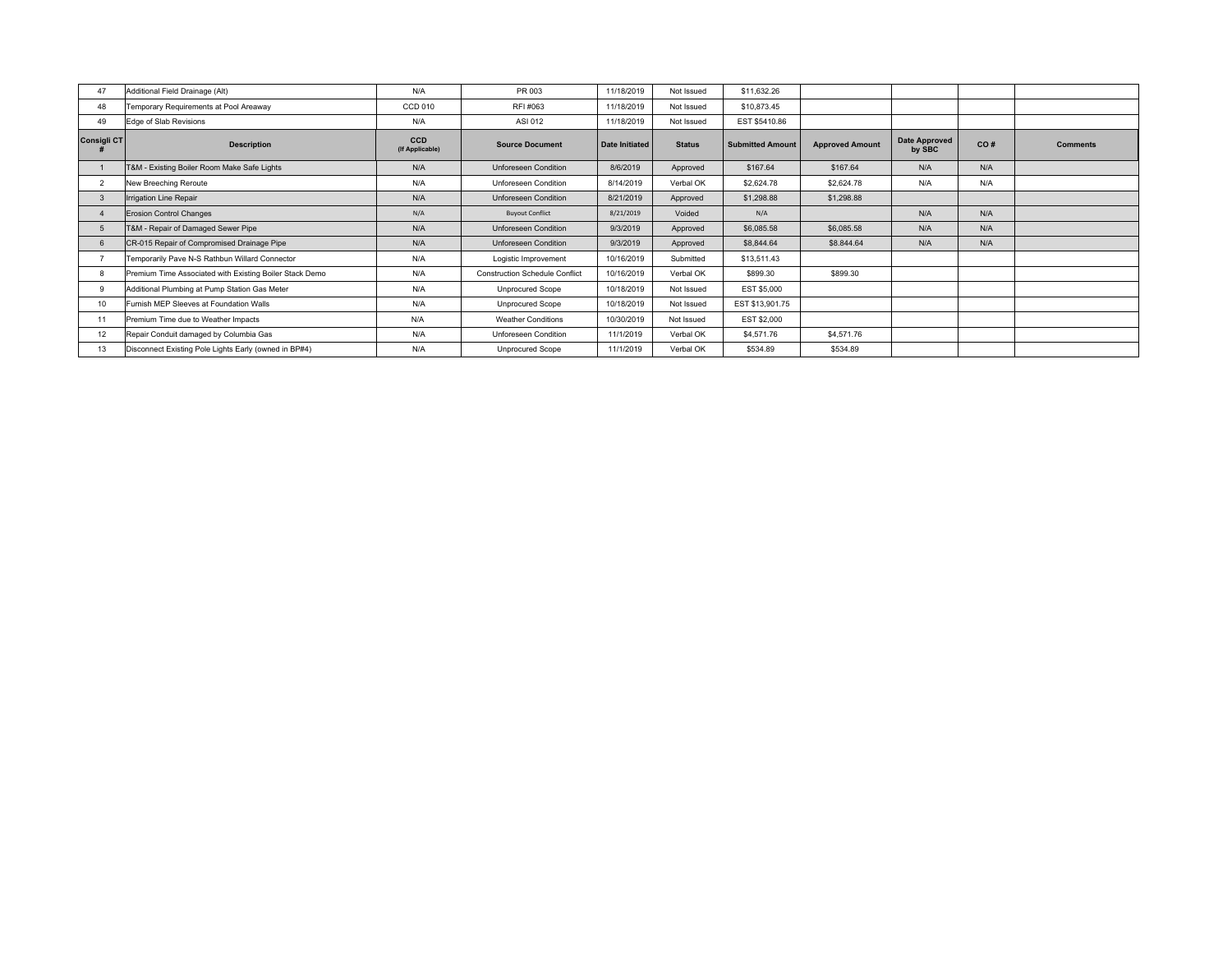| | | | | | | | | | | |
|---|---|---|---|---|---|---|---|---|---|---|
| 47 | Additional Field Drainage (Alt) | N/A | PR 003 | 11/18/2019 | Not Issued | $11,632.26 | | | | |
| 48 | Temporary Requirements at Pool Areaway | CCD 010 | RFI #063 | 11/18/2019 | Not Issued | $10,873.45 | | | | |
| 49 | Edge of Slab Revisions | N/A | ASI 012 | 11/18/2019 | Not Issued | EST $5410.86 | | | | |
| **Consigli CT #** | **Description** | **CCD (If Applicable)** | **Source Document** | **Date Initiated** | **Status** | **Submitted Amount** | **Approved Amount** | **Date Approved by SBC** | **CO #** | **Comments** |
| 1 | T&M - Existing Boiler Room Make Safe Lights | N/A | Unforeseen Condition | 8/6/2019 | Approved | $167.64 | $167.64 | N/A | N/A | |
| 2 | New Breeching Reroute | N/A | Unforeseen Condition | 8/14/2019 | Verbal OK | $2,624.78 | $2,624.78 | N/A | N/A | |
| 3 | Irrigation Line Repair | N/A | Unforeseen Condition | 8/21/2019 | Approved | $1,298.88 | $1,298.88 | | | |
| 4 | Erosion Control Changes | N/A | Buyout Conflict | 8/21/2019 | Voided | N/A | | N/A | N/A | |
| 5 | T&M - Repair of Damaged Sewer Pipe | N/A | Unforeseen Condition | 9/3/2019 | Approved | $6,085.58 | $6,085.58 | N/A | N/A | |
| 6 | CR-015 Repair of Compromised Drainage Pipe | N/A | Unforeseen Condition | 9/3/2019 | Approved | $8,844.64 | $8.844.64 | N/A | N/A | |
| 7 | Temporarily Pave N-S Rathbun Willard Connector | N/A | Logistic Improvement | 10/16/2019 | Submitted | $13,511.43 | | | | |
| 8 | Premium Time Associated with Existing Boiler Stack Demo | N/A | Construction Schedule Conflict | 10/16/2019 | Verbal OK | $899.30 | $899.30 | | | |
| 9 | Additional Plumbing at Pump Station Gas Meter | N/A | Unprocured Scope | 10/18/2019 | Not Issued | EST $5,000 | | | | |
| 10 | Furnish MEP Sleeves at Foundation Walls | N/A | Unprocured Scope | 10/18/2019 | Not Issued | EST $13,901.75 | | | | |
| 11 | Premium Time due to Weather Impacts | N/A | Weather Conditions | 10/30/2019 | Not Issued | EST $2,000 | | | | |
| 12 | Repair Conduit damaged by Columbia Gas | N/A | Unforeseen Condition | 11/1/2019 | Verbal OK | $4,571.76 | $4,571.76 | | | |
| 13 | Disconnect Existing Pole Lights Early (owned in BP#4) | N/A | Unprocured Scope | 11/1/2019 | Verbal OK | $534.89 | $534.89 | | | |